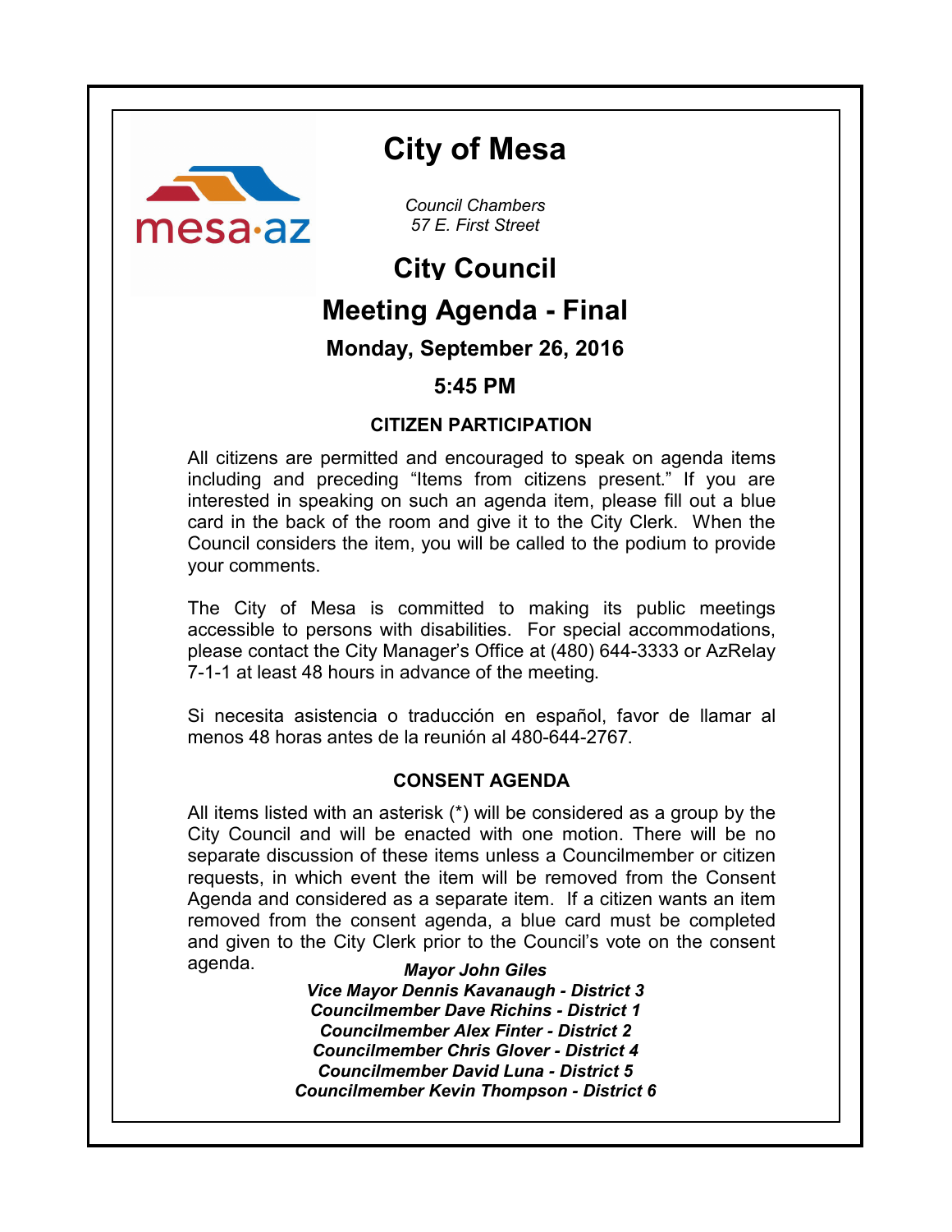# City of Mesa

*Council Chambers*
*57 E. First Street*

## City Council

## Meeting Agenda - Final

**Monday, September 26, 2016**

**5:45 PM**

### CITIZEN PARTICIPATION

All citizens are permitted and encouraged to speak on agenda items including and preceding "Items from citizens present." If you are interested in speaking on such an agenda item, please fill out a blue card in the back of the room and give it to the City Clerk. When the Council considers the item, you will be called to the podium to provide your comments.

The City of Mesa is committed to making its public meetings accessible to persons with disabilities. For special accommodations, please contact the City Manager's Office at (480) 644-3333 or AzRelay 7-1-1 at least 48 hours in advance of the meeting.

Si necesita asistencia o traducción en español, favor de llamar al menos 48 horas antes de la reunión al 480-644-2767.

### CONSENT AGENDA

All items listed with an asterisk (*) will be considered as a group by the City Council and will be enacted with one motion. There will be no separate discussion of these items unless a Councilmember or citizen requests, in which event the item will be removed from the Consent Agenda and considered as a separate item. If a citizen wants an item removed from the consent agenda, a blue card must be completed and given to the City Clerk prior to the Council's vote on the consent agenda.

***Mayor John Giles***
***Vice Mayor Dennis Kavanaugh - District 3***
***Councilmember Dave Richins - District 1***
***Councilmember Alex Finter - District 2***
***Councilmember Chris Glover - District 4***
***Councilmember David Luna - District 5***
***Councilmember Kevin Thompson - District 6***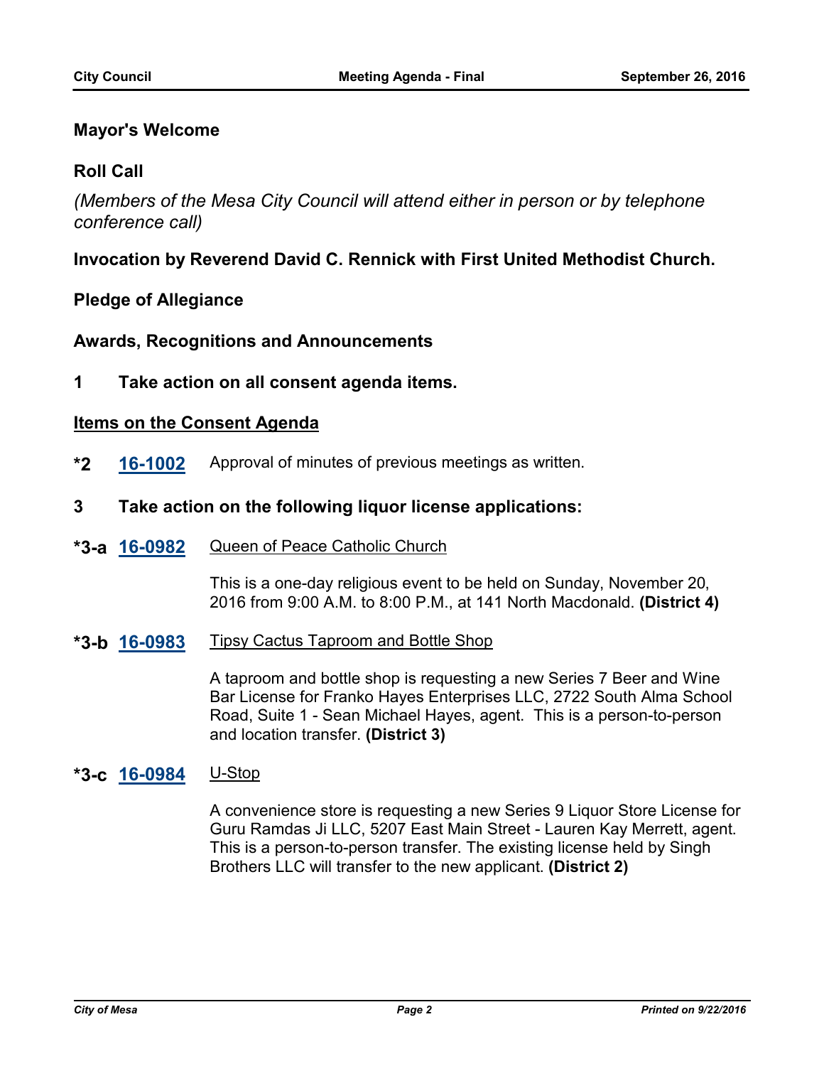**Mayor's Welcome**

**Roll Call**

*(Members of the Mesa City Council will attend either in person or by telephone conference call)*

**Invocation by Reverend David C. Rennick with First United Methodist Church.**

**Pledge of Allegiance**

**Awards, Recognitions and Announcements**

**1 Take action on all consent agenda items.**

**Items on the Consent Agenda**

**\*2** **16-1002** Approval of minutes of previous meetings as written.

**3 Take action on the following liquor license applications:**

**\*3-a** **16-0982** Queen of Peace Catholic Church

This is a one-day religious event to be held on Sunday, November 20, 2016 from 9:00 A.M. to 8:00 P.M., at 141 North Macdonald. **(District 4)**

**\*3-b** **16-0983** Tipsy Cactus Taproom and Bottle Shop

A taproom and bottle shop is requesting a new Series 7 Beer and Wine Bar License for Franko Hayes Enterprises LLC, 2722 South Alma School Road, Suite 1 - Sean Michael Hayes, agent. This is a person-to-person and location transfer. **(District 3)**

**\*3-c** **16-0984** U-Stop

A convenience store is requesting a new Series 9 Liquor Store License for Guru Ramdas Ji LLC, 5207 East Main Street - Lauren Kay Merrett, agent. This is a person-to-person transfer. The existing license held by Singh Brothers LLC will transfer to the new applicant. **(District 2)**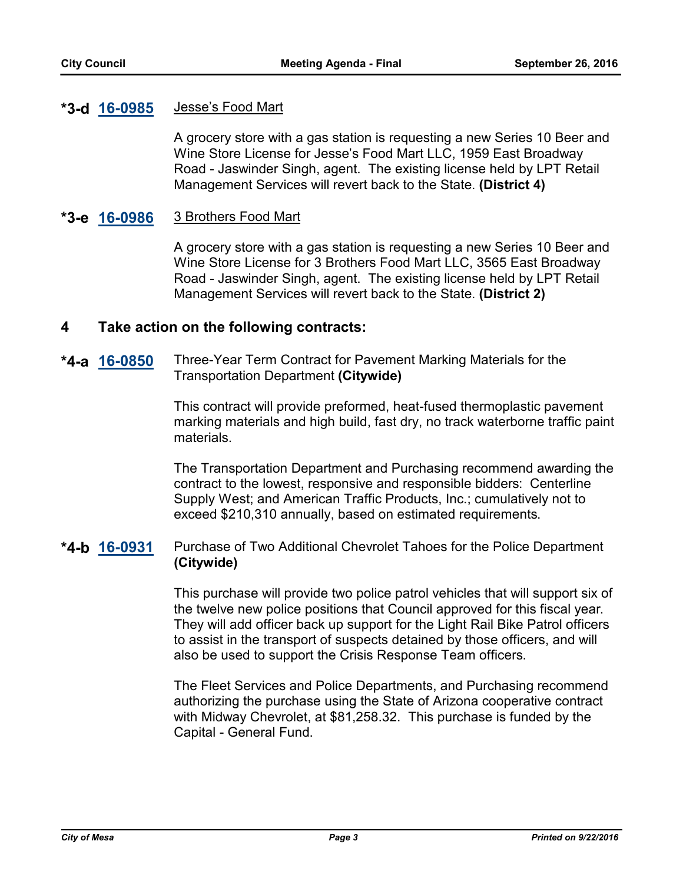**\*3-d 16-0985** Jesse’s Food Mart

A grocery store with a gas station is requesting a new Series 10 Beer and Wine Store License for Jesse’s Food Mart LLC, 1959 East Broadway Road - Jaswinder Singh, agent. The existing license held by LPT Retail Management Services will revert back to the State. **(District 4)**

**\*3-e 16-0986** 3 Brothers Food Mart

A grocery store with a gas station is requesting a new Series 10 Beer and Wine Store License for 3 Brothers Food Mart LLC, 3565 East Broadway Road - Jaswinder Singh, agent. The existing license held by LPT Retail Management Services will revert back to the State. **(District 2)**

## 4 Take action on the following contracts:

**\*4-a 16-0850** Three-Year Term Contract for Pavement Marking Materials for the Transportation Department **(Citywide)**

This contract will provide preformed, heat-fused thermoplastic pavement marking materials and high build, fast dry, no track waterborne traffic paint materials.

The Transportation Department and Purchasing recommend awarding the contract to the lowest, responsive and responsible bidders: Centerline Supply West; and American Traffic Products, Inc.; cumulatively not to exceed $210,310 annually, based on estimated requirements.

**\*4-b 16-0931** Purchase of Two Additional Chevrolet Tahoes for the Police Department **(Citywide)**

This purchase will provide two police patrol vehicles that will support six of the twelve new police positions that Council approved for this fiscal year. They will add officer back up support for the Light Rail Bike Patrol officers to assist in the transport of suspects detained by those officers, and will also be used to support the Crisis Response Team officers.

The Fleet Services and Police Departments, and Purchasing recommend authorizing the purchase using the State of Arizona cooperative contract with Midway Chevrolet, at $81,258.32. This purchase is funded by the Capital - General Fund.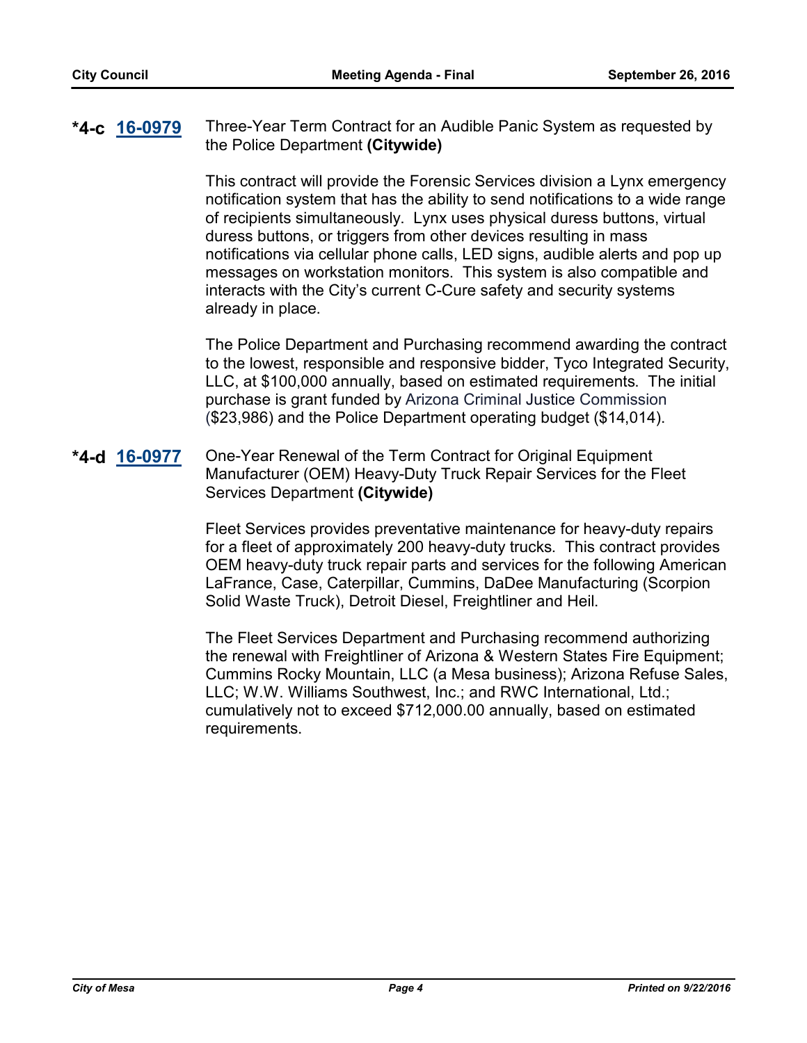**\*4-c** **16-0979** Three-Year Term Contract for an Audible Panic System as requested by the Police Department **(Citywide)**

This contract will provide the Forensic Services division a Lynx emergency notification system that has the ability to send notifications to a wide range of recipients simultaneously. Lynx uses physical duress buttons, virtual duress buttons, or triggers from other devices resulting in mass notifications via cellular phone calls, LED signs, audible alerts and pop up messages on workstation monitors. This system is also compatible and interacts with the City's current C-Cure safety and security systems already in place.

The Police Department and Purchasing recommend awarding the contract to the lowest, responsible and responsive bidder, Tyco Integrated Security, LLC, at $100,000 annually, based on estimated requirements. The initial purchase is grant funded by Arizona Criminal Justice Commission ($23,986) and the Police Department operating budget ($14,014).

**\*4-d** **16-0977** One-Year Renewal of the Term Contract for Original Equipment Manufacturer (OEM) Heavy-Duty Truck Repair Services for the Fleet Services Department **(Citywide)**

Fleet Services provides preventative maintenance for heavy-duty repairs for a fleet of approximately 200 heavy-duty trucks. This contract provides OEM heavy-duty truck repair parts and services for the following American LaFrance, Case, Caterpillar, Cummins, DaDee Manufacturing (Scorpion Solid Waste Truck), Detroit Diesel, Freightliner and Heil.

The Fleet Services Department and Purchasing recommend authorizing the renewal with Freightliner of Arizona & Western States Fire Equipment; Cummins Rocky Mountain, LLC (a Mesa business); Arizona Refuse Sales, LLC; W.W. Williams Southwest, Inc.; and RWC International, Ltd.; cumulatively not to exceed $712,000.00 annually, based on estimated requirements.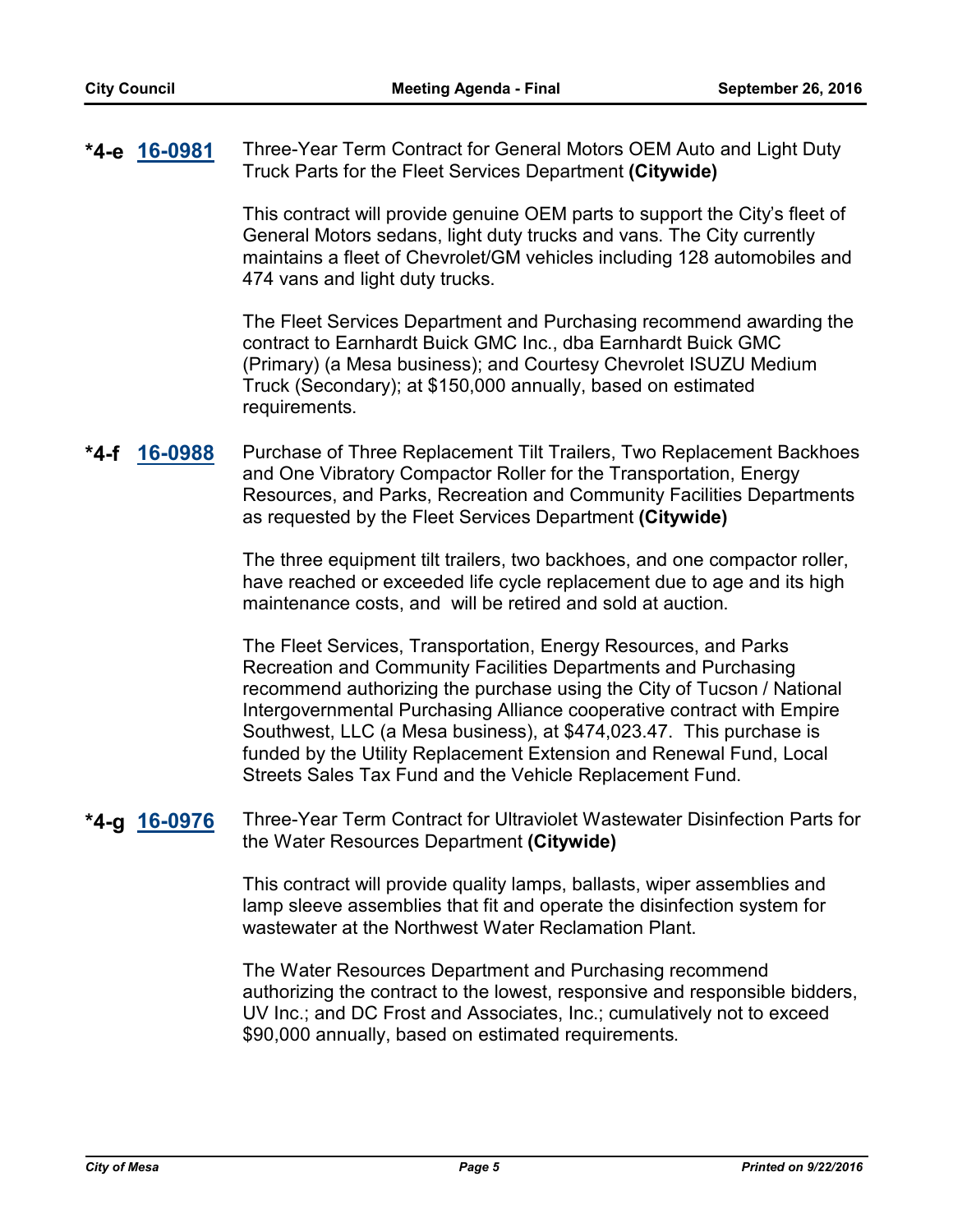**\*4-e 16-0981** Three-Year Term Contract for General Motors OEM Auto and Light Duty Truck Parts for the Fleet Services Department **(Citywide)**

This contract will provide genuine OEM parts to support the City's fleet of General Motors sedans, light duty trucks and vans. The City currently maintains a fleet of Chevrolet/GM vehicles including 128 automobiles and 474 vans and light duty trucks.

The Fleet Services Department and Purchasing recommend awarding the contract to Earnhardt Buick GMC Inc., dba Earnhardt Buick GMC (Primary) (a Mesa business); and Courtesy Chevrolet ISUZU Medium Truck (Secondary); at $150,000 annually, based on estimated requirements.

**\*4-f 16-0988** Purchase of Three Replacement Tilt Trailers, Two Replacement Backhoes and One Vibratory Compactor Roller for the Transportation, Energy Resources, and Parks, Recreation and Community Facilities Departments as requested by the Fleet Services Department **(Citywide)**

The three equipment tilt trailers, two backhoes, and one compactor roller, have reached or exceeded life cycle replacement due to age and its high maintenance costs, and will be retired and sold at auction.

The Fleet Services, Transportation, Energy Resources, and Parks Recreation and Community Facilities Departments and Purchasing recommend authorizing the purchase using the City of Tucson / National Intergovernmental Purchasing Alliance cooperative contract with Empire Southwest, LLC (a Mesa business), at $474,023.47. This purchase is funded by the Utility Replacement Extension and Renewal Fund, Local Streets Sales Tax Fund and the Vehicle Replacement Fund.

**\*4-g 16-0976** Three-Year Term Contract for Ultraviolet Wastewater Disinfection Parts for the Water Resources Department **(Citywide)**

This contract will provide quality lamps, ballasts, wiper assemblies and lamp sleeve assemblies that fit and operate the disinfection system for wastewater at the Northwest Water Reclamation Plant.

The Water Resources Department and Purchasing recommend authorizing the contract to the lowest, responsive and responsible bidders, UV Inc.; and DC Frost and Associates, Inc.; cumulatively not to exceed $90,000 annually, based on estimated requirements.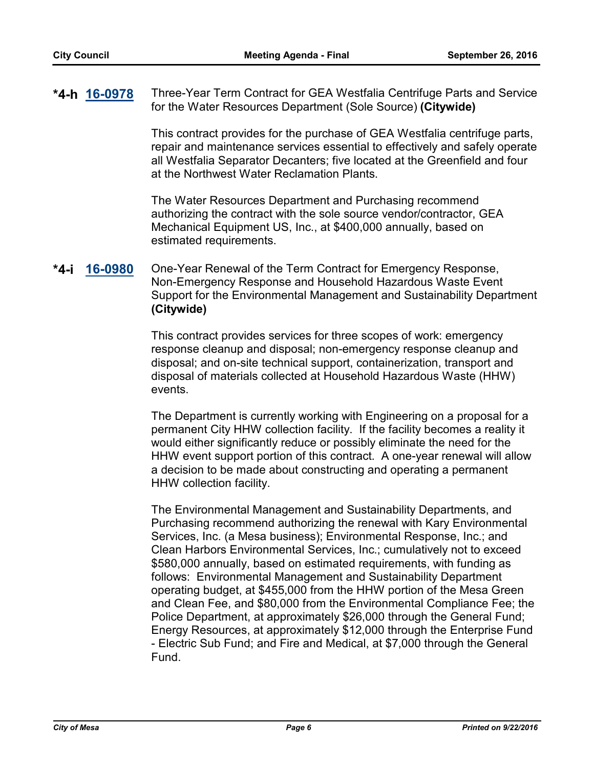**\*4-h** **16-0978** Three-Year Term Contract for GEA Westfalia Centrifuge Parts and Service for the Water Resources Department (Sole Source) **(Citywide)**

This contract provides for the purchase of GEA Westfalia centrifuge parts, repair and maintenance services essential to effectively and safely operate all Westfalia Separator Decanters; five located at the Greenfield and four at the Northwest Water Reclamation Plants.

The Water Resources Department and Purchasing recommend authorizing the contract with the sole source vendor/contractor, GEA Mechanical Equipment US, Inc., at $400,000 annually, based on estimated requirements.

**\*4-i** **16-0980** One-Year Renewal of the Term Contract for Emergency Response, Non-Emergency Response and Household Hazardous Waste Event Support for the Environmental Management and Sustainability Department **(Citywide)**

This contract provides services for three scopes of work: emergency response cleanup and disposal; non-emergency response cleanup and disposal; and on-site technical support, containerization, transport and disposal of materials collected at Household Hazardous Waste (HHW) events.

The Department is currently working with Engineering on a proposal for a permanent City HHW collection facility. If the facility becomes a reality it would either significantly reduce or possibly eliminate the need for the HHW event support portion of this contract. A one-year renewal will allow a decision to be made about constructing and operating a permanent HHW collection facility.

The Environmental Management and Sustainability Departments, and Purchasing recommend authorizing the renewal with Kary Environmental Services, Inc. (a Mesa business); Environmental Response, Inc.; and Clean Harbors Environmental Services, Inc.; cumulatively not to exceed $580,000 annually, based on estimated requirements, with funding as follows: Environmental Management and Sustainability Department operating budget, at $455,000 from the HHW portion of the Mesa Green and Clean Fee, and $80,000 from the Environmental Compliance Fee; the Police Department, at approximately $26,000 through the General Fund; Energy Resources, at approximately $12,000 through the Enterprise Fund - Electric Sub Fund; and Fire and Medical, at $7,000 through the General Fund.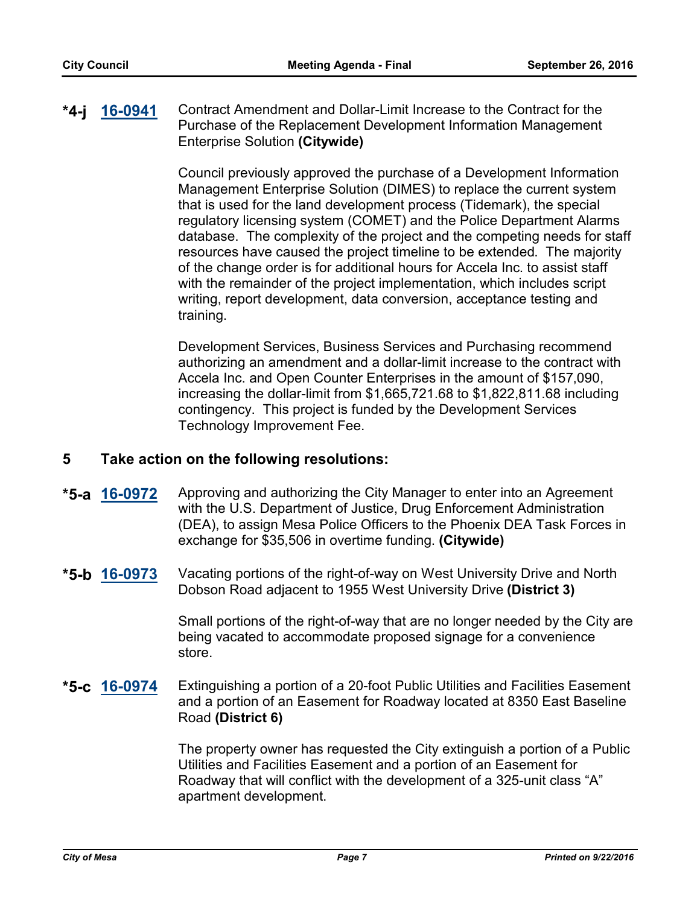**\*4-j 16-0941** Contract Amendment and Dollar-Limit Increase to the Contract for the Purchase of the Replacement Development Information Management Enterprise Solution **(Citywide)**

Council previously approved the purchase of a Development Information Management Enterprise Solution (DIMES) to replace the current system that is used for the land development process (Tidemark), the special regulatory licensing system (COMET) and the Police Department Alarms database. The complexity of the project and the competing needs for staff resources have caused the project timeline to be extended. The majority of the change order is for additional hours for Accela Inc. to assist staff with the remainder of the project implementation, which includes script writing, report development, data conversion, acceptance testing and training.

Development Services, Business Services and Purchasing recommend authorizing an amendment and a dollar-limit increase to the contract with Accela Inc. and Open Counter Enterprises in the amount of $157,090, increasing the dollar-limit from $1,665,721.68 to $1,822,811.68 including contingency. This project is funded by the Development Services Technology Improvement Fee.

## 5 Take action on the following resolutions:

**\*5-a 16-0972** Approving and authorizing the City Manager to enter into an Agreement with the U.S. Department of Justice, Drug Enforcement Administration (DEA), to assign Mesa Police Officers to the Phoenix DEA Task Forces in exchange for $35,506 in overtime funding. **(Citywide)**

**\*5-b 16-0973** Vacating portions of the right-of-way on West University Drive and North Dobson Road adjacent to 1955 West University Drive **(District 3)**

Small portions of the right-of-way that are no longer needed by the City are being vacated to accommodate proposed signage for a convenience store.

**\*5-c 16-0974** Extinguishing a portion of a 20-foot Public Utilities and Facilities Easement and a portion of an Easement for Roadway located at 8350 East Baseline Road **(District 6)**

The property owner has requested the City extinguish a portion of a Public Utilities and Facilities Easement and a portion of an Easement for Roadway that will conflict with the development of a 325-unit class "A" apartment development.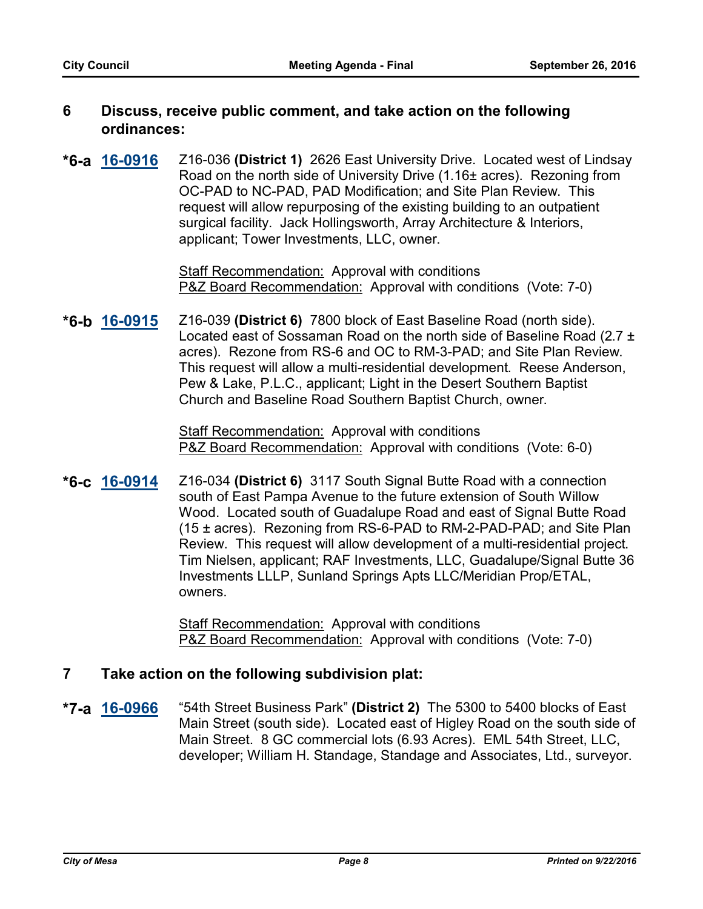## 6 Discuss, receive public comment, and take action on the following ordinances:

**\*6-a** **16-0916** Z16-036 **(District 1)** 2626 East University Drive. Located west of Lindsay Road on the north side of University Drive (1.16± acres). Rezoning from OC-PAD to NC-PAD, PAD Modification; and Site Plan Review. This request will allow repurposing of the existing building to an outpatient surgical facility. Jack Hollingsworth, Array Architecture & Interiors, applicant; Tower Investments, LLC, owner.

Staff Recommendation: Approval with conditions
P&Z Board Recommendation: Approval with conditions (Vote: 7-0)

**\*6-b** **16-0915** Z16-039 **(District 6)** 7800 block of East Baseline Road (north side). Located east of Sossaman Road on the north side of Baseline Road (2.7 ± acres). Rezone from RS-6 and OC to RM-3-PAD; and Site Plan Review. This request will allow a multi-residential development. Reese Anderson, Pew & Lake, P.L.C., applicant; Light in the Desert Southern Baptist Church and Baseline Road Southern Baptist Church, owner.

Staff Recommendation: Approval with conditions
P&Z Board Recommendation: Approval with conditions (Vote: 6-0)

**\*6-c** **16-0914** Z16-034 **(District 6)** 3117 South Signal Butte Road with a connection south of East Pampa Avenue to the future extension of South Willow Wood. Located south of Guadalupe Road and east of Signal Butte Road (15 ± acres). Rezoning from RS-6-PAD to RM-2-PAD-PAD; and Site Plan Review. This request will allow development of a multi-residential project. Tim Nielsen, applicant; RAF Investments, LLC, Guadalupe/Signal Butte 36 Investments LLLP, Sunland Springs Apts LLC/Meridian Prop/ETAL, owners.

Staff Recommendation: Approval with conditions
P&Z Board Recommendation: Approval with conditions (Vote: 7-0)

## 7 Take action on the following subdivision plat:

**\*7-a** **16-0966** "54th Street Business Park" **(District 2)** The 5300 to 5400 blocks of East Main Street (south side). Located east of Higley Road on the south side of Main Street. 8 GC commercial lots (6.93 Acres). EML 54th Street, LLC, developer; William H. Standage, Standage and Associates, Ltd., surveyor.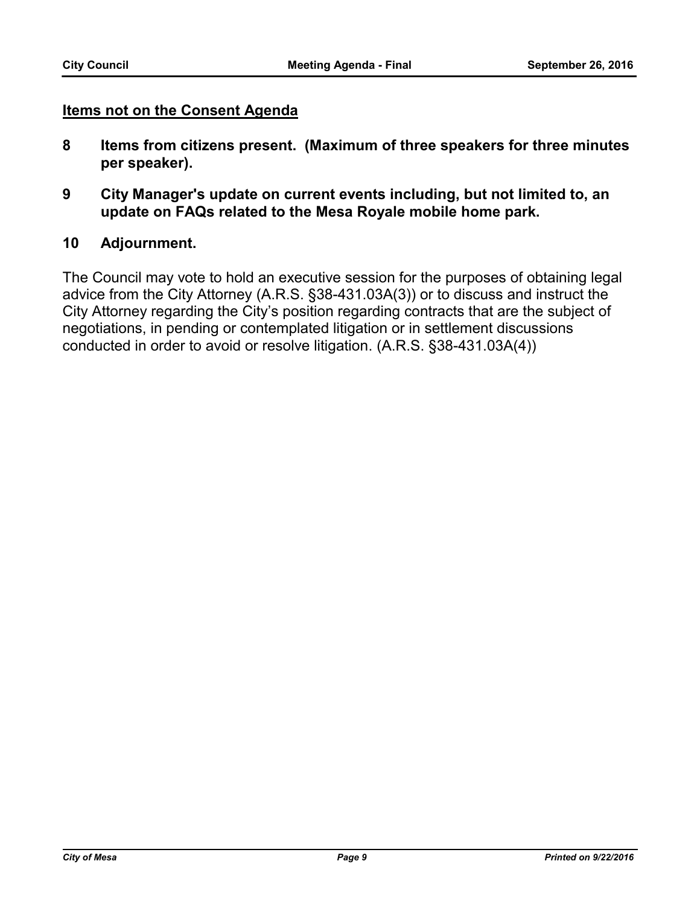**Items not on the Consent Agenda**

**8 Items from citizens present. (Maximum of three speakers for three minutes per speaker).**

**9 City Manager's update on current events including, but not limited to, an update on FAQs related to the Mesa Royale mobile home park.**

**10 Adjournment.**

The Council may vote to hold an executive session for the purposes of obtaining legal advice from the City Attorney (A.R.S. §38-431.03A(3)) or to discuss and instruct the City Attorney regarding the City's position regarding contracts that are the subject of negotiations, in pending or contemplated litigation or in settlement discussions conducted in order to avoid or resolve litigation. (A.R.S. §38-431.03A(4))